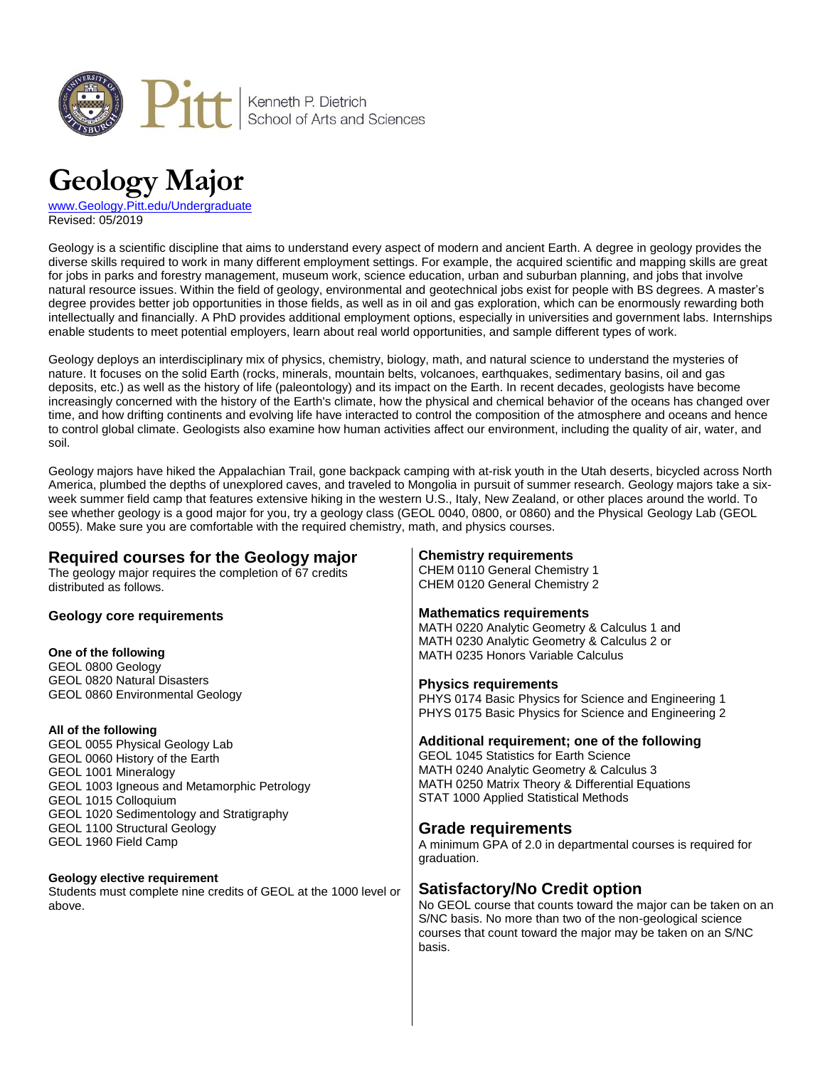Kenneth P. Dietrich School of Arts and Sciences

# Geology Major

www.Geology.Pitt.edu/Undergraduate
Revised: 05/2019

Geology is a scientific discipline that aims to understand every aspect of modern and ancient Earth. A degree in geology provides the diverse skills required to work in many different employment settings. For example, the acquired scientific and mapping skills are great for jobs in parks and forestry management, museum work, science education, urban and suburban planning, and jobs that involve natural resource issues. Within the field of geology, environmental and geotechnical jobs exist for people with BS degrees. A master's degree provides better job opportunities in those fields, as well as in oil and gas exploration, which can be enormously rewarding both intellectually and financially. A PhD provides additional employment options, especially in universities and government labs. Internships enable students to meet potential employers, learn about real world opportunities, and sample different types of work.

Geology deploys an interdisciplinary mix of physics, chemistry, biology, math, and natural science to understand the mysteries of nature. It focuses on the solid Earth (rocks, minerals, mountain belts, volcanoes, earthquakes, sedimentary basins, oil and gas deposits, etc.) as well as the history of life (paleontology) and its impact on the Earth. In recent decades, geologists have become increasingly concerned with the history of the Earth's climate, how the physical and chemical behavior of the oceans has changed over time, and how drifting continents and evolving life have interacted to control the composition of the atmosphere and oceans and hence to control global climate. Geologists also examine how human activities affect our environment, including the quality of air, water, and soil.

Geology majors have hiked the Appalachian Trail, gone backpack camping with at-risk youth in the Utah deserts, bicycled across North America, plumbed the depths of unexplored caves, and traveled to Mongolia in pursuit of summer research. Geology majors take a six-week summer field camp that features extensive hiking in the western U.S., Italy, New Zealand, or other places around the world. To see whether geology is a good major for you, try a geology class (GEOL 0040, 0800, or 0860) and the Physical Geology Lab (GEOL 0055). Make sure you are comfortable with the required chemistry, math, and physics courses.

## Required courses for the Geology major

The geology major requires the completion of 67 credits distributed as follows.

### Geology core requirements

**One of the following**

GEOL 0800 Geology
GEOL 0820 Natural Disasters
GEOL 0860 Environmental Geology

**All of the following**

GEOL 0055 Physical Geology Lab
GEOL 0060 History of the Earth
GEOL 1001 Mineralogy
GEOL 1003 Igneous and Metamorphic Petrology
GEOL 1015 Colloquium
GEOL 1020 Sedimentology and Stratigraphy
GEOL 1100 Structural Geology
GEOL 1960 Field Camp

**Geology elective requirement**

Students must complete nine credits of GEOL at the 1000 level or above.

### Chemistry requirements

CHEM 0110 General Chemistry 1
CHEM 0120 General Chemistry 2

### Mathematics requirements

MATH 0220 Analytic Geometry & Calculus 1 and
MATH 0230 Analytic Geometry & Calculus 2 or
MATH 0235 Honors Variable Calculus

### Physics requirements

PHYS 0174 Basic Physics for Science and Engineering 1
PHYS 0175 Basic Physics for Science and Engineering 2

### Additional requirement; one of the following

GEOL 1045 Statistics for Earth Science
MATH 0240 Analytic Geometry & Calculus 3
MATH 0250 Matrix Theory & Differential Equations
STAT 1000 Applied Statistical Methods

## Grade requirements

A minimum GPA of 2.0 in departmental courses is required for graduation.

## Satisfactory/No Credit option

No GEOL course that counts toward the major can be taken on an S/NC basis. No more than two of the non-geological science courses that count toward the major may be taken on an S/NC basis.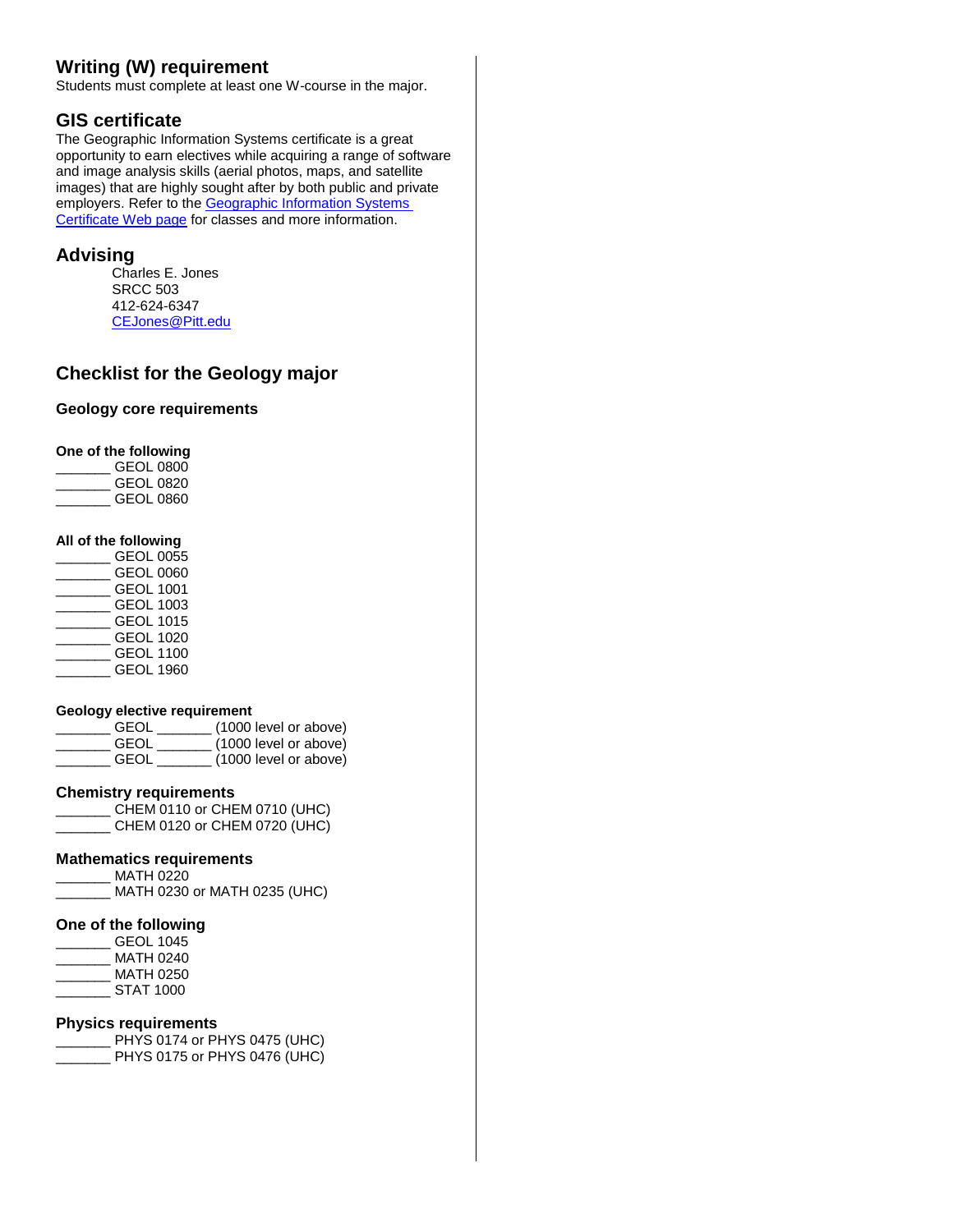## Writing (W) requirement

Students must complete at least one W-course in the major.

## GIS certificate

The Geographic Information Systems certificate is a great opportunity to earn electives while acquiring a range of software and image analysis skills (aerial photos, maps, and satellite images) that are highly sought after by both public and private employers. Refer to the [Geographic Information Systems Certificate Web page]() for classes and more information.

## Advising

Charles E. Jones
SRCC 503
412-624-6347
[CEJones@Pitt.edu](mailto:CEJones@Pitt.edu)

## Checklist for the Geology major

### Geology core requirements

**One of the following**

_______ GEOL 0800
_______ GEOL 0820
_______ GEOL 0860

**All of the following**

_______ GEOL 0055
_______ GEOL 0060
_______ GEOL 1001
_______ GEOL 1003
_______ GEOL 1015
_______ GEOL 1020
_______ GEOL 1100
_______ GEOL 1960

**Geology elective requirement**

_______ GEOL _______ (1000 level or above)
_______ GEOL _______ (1000 level or above)
_______ GEOL _______ (1000 level or above)

### Chemistry requirements

_______ CHEM 0110 or CHEM 0710 (UHC)
_______ CHEM 0120 or CHEM 0720 (UHC)

### Mathematics requirements

_______ MATH 0220
_______ MATH 0230 or MATH 0235 (UHC)

### One of the following

_______ GEOL 1045
_______ MATH 0240
_______ MATH 0250
_______ STAT 1000

### Physics requirements

_______ PHYS 0174 or PHYS 0475 (UHC)
_______ PHYS 0175 or PHYS 0476 (UHC)